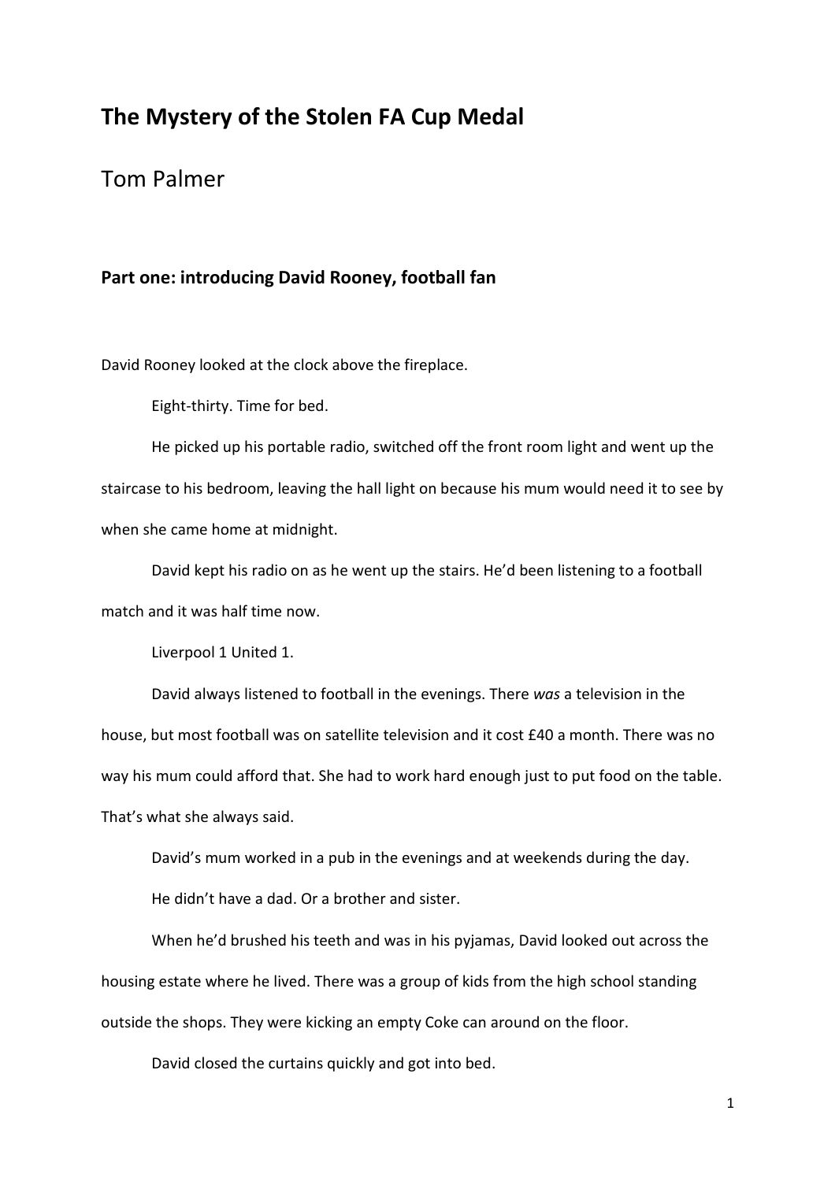# The Mystery of the Stolen FA Cup Medal

Tom Palmer

## Part one: introducing David Rooney, football fan

David Rooney looked at the clock above the fireplace.

Eight-thirty. Time for bed.

He picked up his portable radio, switched off the front room light and went up the staircase to his bedroom, leaving the hall light on because his mum would need it to see by when she came home at midnight.

David kept his radio on as he went up the stairs. He'd been listening to a football match and it was half time now.

Liverpool 1 United 1.

David always listened to football in the evenings. There *was* a television in the house, but most football was on satellite television and it cost £40 a month. There was no way his mum could afford that. She had to work hard enough just to put food on the table. That's what she always said.

David's mum worked in a pub in the evenings and at weekends during the day.

He didn't have a dad. Or a brother and sister.

When he'd brushed his teeth and was in his pyjamas, David looked out across the housing estate where he lived. There was a group of kids from the high school standing outside the shops. They were kicking an empty Coke can around on the floor.

David closed the curtains quickly and got into bed.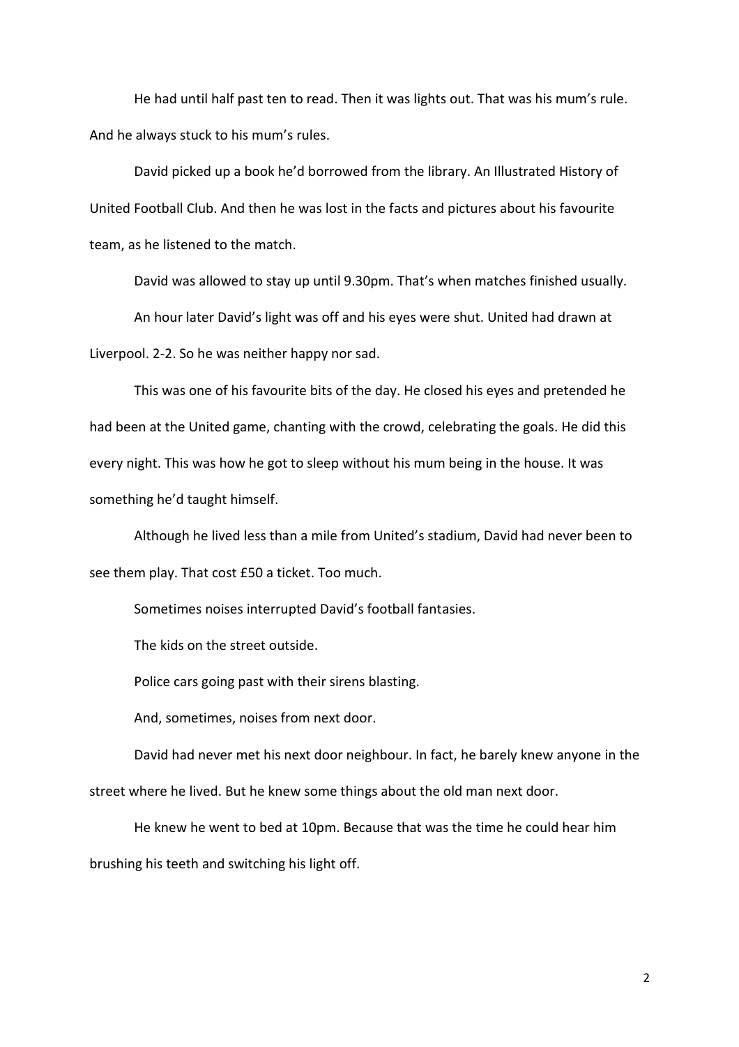He had until half past ten to read. Then it was lights out. That was his mum's rule. And he always stuck to his mum's rules.

David picked up a book he'd borrowed from the library. An Illustrated History of United Football Club. And then he was lost in the facts and pictures about his favourite team, as he listened to the match.

David was allowed to stay up until 9.30pm. That's when matches finished usually.

An hour later David's light was off and his eyes were shut. United had drawn at Liverpool. 2-2. So he was neither happy nor sad.

This was one of his favourite bits of the day. He closed his eyes and pretended he had been at the United game, chanting with the crowd, celebrating the goals. He did this every night. This was how he got to sleep without his mum being in the house. It was something he'd taught himself.

Although he lived less than a mile from United's stadium, David had never been to see them play. That cost £50 a ticket. Too much.

Sometimes noises interrupted David's football fantasies.

The kids on the street outside.

Police cars going past with their sirens blasting.

And, sometimes, noises from next door.

David had never met his next door neighbour. In fact, he barely knew anyone in the street where he lived. But he knew some things about the old man next door.

He knew he went to bed at 10pm. Because that was the time he could hear him brushing his teeth and switching his light off.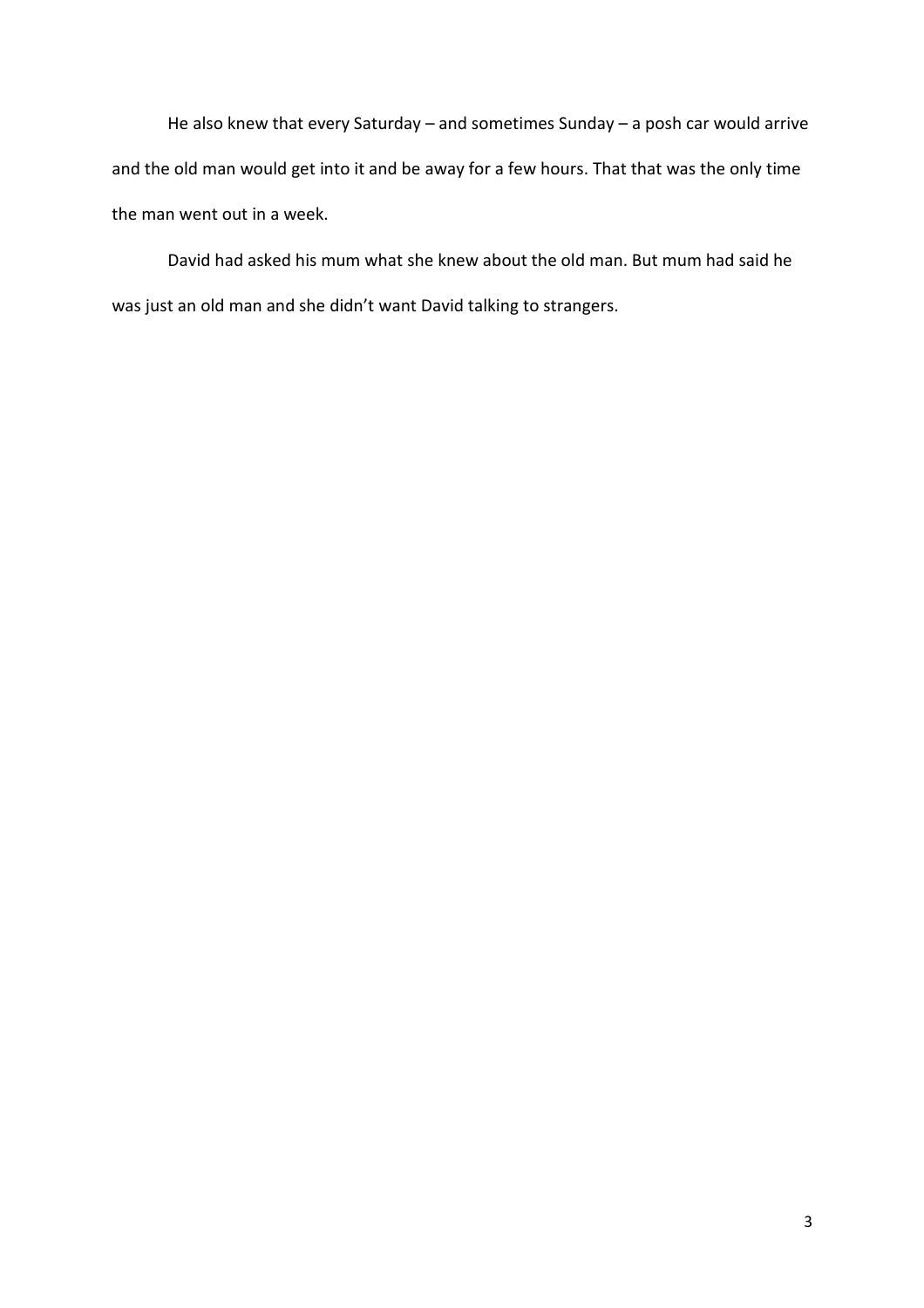He also knew that every Saturday – and sometimes Sunday – a posh car would arrive and the old man would get into it and be away for a few hours. That that was the only time the man went out in a week.

David had asked his mum what she knew about the old man. But mum had said he was just an old man and she didn't want David talking to strangers.